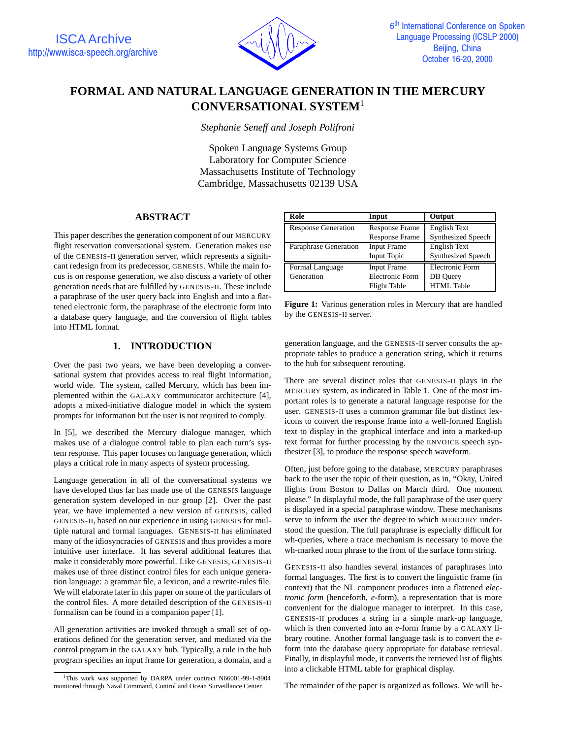# FORMAL AND NATURAL LANGUAGE GENERATION IN THE MERCURY CONVERSATIONAL SYSTEM[1]

*Stephanie Seneff and Joseph Polifroni*

Spoken Language Systems Group
Laboratory for Computer Science
Massachusetts Institute of Technology
Cambridge, Massachusetts 02139 USA

## ABSTRACT

This paper describes the generation component of our MERCURY flight reservation conversational system. Generation makes use of the GENESIS-II generation server, which represents a significant redesign from its predecessor, GENESIS. While the main focus is on response generation, we also discuss a variety of other generation needs that are fulfilled by GENESIS-II. These include a paraphrase of the user query back into English and into a flattened electronic form, the paraphrase of the electronic form into a database query language, and the conversion of flight tables into HTML format.

## 1. INTRODUCTION

Over the past two years, we have been developing a conversational system that provides access to real flight information, world wide. The system, called Mercury, which has been implemented within the GALAXY communicator architecture [4], adopts a mixed-initiative dialogue model in which the system prompts for information but the user is not required to comply.

In [5], we described the Mercury dialogue manager, which makes use of a dialogue control table to plan each turn's system response. This paper focuses on language generation, which plays a critical role in many aspects of system processing.

Language generation in all of the conversational systems we have developed thus far has made use of the GENESIS language generation system developed in our group [2]. Over the past year, we have implemented a new version of GENESIS, called GENESIS-II, based on our experience in using GENESIS for multiple natural and formal languages. GENESIS-II has eliminated many of the idiosyncracies of GENESIS and thus provides a more intuitive user interface. It has several additional features that make it considerably more powerful. Like GENESIS, GENESIS-II makes use of three distinct control files for each unique generation language: a grammar file, a lexicon, and a rewrite-rules file. We will elaborate later in this paper on some of the particulars of the control files. A more detailed description of the GENESIS-II formalism can be found in a companion paper [1].

All generation activities are invoked through a small set of operations defined for the generation server, and mediated via the control program in the GALAXY hub. Typically, a rule in the hub program specifies an input frame for generation, a domain, and a generation language, and the GENESIS-II server consults the appropriate tables to produce a generation string, which it returns to the hub for subsequent rerouting.

| Role | Input | Output |
|---|---|---|
| Response Generation | Response Frame<br>Response Frame | English Text<br>Synthesized Speech |
| Paraphrase Generation | Input Frame<br>Input Topic | English Text<br>Synthesized Speech |
| Formal Language Generation | Input Frame<br>Electronic Form<br>Flight Table | Electronic Form<br>DB Query<br>HTML Table |

**Figure 1:** Various generation roles in Mercury that are handled by the GENESIS-II server.

There are several distinct roles that GENESIS-II plays in the MERCURY system, as indicated in Table 1. One of the most important roles is to generate a natural language response for the user. GENESIS-II uses a common grammar file but distinct lexicons to convert the response frame into a well-formed English text to display in the graphical interface and into a marked-up text format for further processing by the ENVOICE speech synthesizer [3], to produce the response speech waveform.

Often, just before going to the database, MERCURY paraphrases back to the user the topic of their question, as in, "Okay, United flights from Boston to Dallas on March third. One moment please." In displayful mode, the full paraphrase of the user query is displayed in a special paraphrase window. These mechanisms serve to inform the user the degree to which MERCURY understood the question. The full paraphrase is especially difficult for wh-queries, where a trace mechanism is necessary to move the wh-marked noun phrase to the front of the surface form string.

GENESIS-II also handles several instances of paraphrases into formal languages. The first is to convert the linguistic frame (in context) that the NL component produces into a flattened *electronic form* (henceforth, *e*-form), a representation that is more convenient for the dialogue manager to interpret. In this case, GENESIS-II produces a string in a simple mark-up language, which is then converted into an *e*-form frame by a GALAXY library routine. Another formal language task is to convert the *e*-form into the database query appropriate for database retrieval. Finally, in displayful mode, it converts the retrieved list of flights into a clickable HTML table for graphical display.

The remainder of the paper is organized as follows. We will be-

[1] This work was supported by DARPA under contract N66001-99-1-8904 monitored through Naval Command, Control and Ocean Surveillance Center.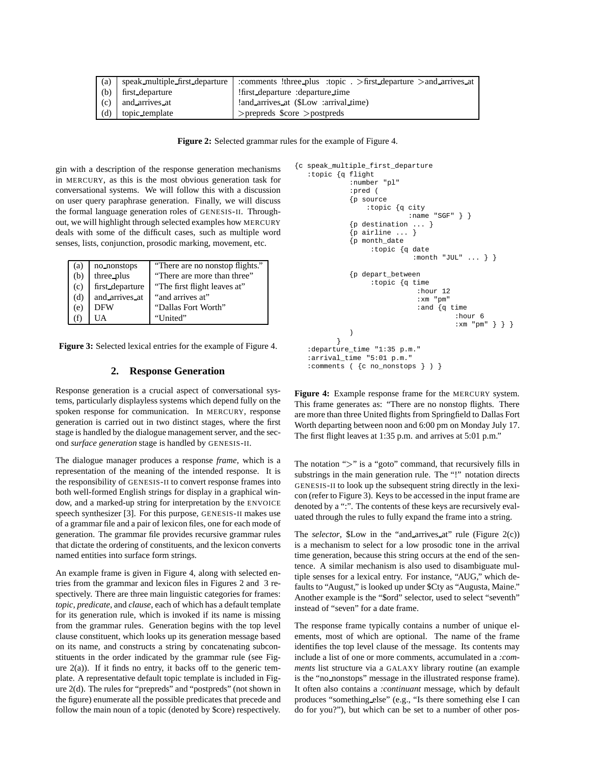| (a) | speak_multiple_first_departure | :comments !three_plus :topic . >first_departure >and_arrives_at |
|---|---|---|
| (b) | first_departure | !first_departure :departure_time |
| (c) | and_arrives_at | !and_arrives_at ($Low :arrival_time) |
| (d) | topic_template | >prepreds $core >postpreds |

**Figure 2:** Selected grammar rules for the example of Figure 4.

gin with a description of the response generation mechanisms in MERCURY, as this is the most obvious generation task for conversational systems. We will follow this with a discussion on user query paraphrase generation. Finally, we will discuss the formal language generation roles of GENESIS-II. Throughout, we will highlight through selected examples how MERCURY deals with some of the difficult cases, such as multiple word senses, lists, conjunction, prosodic marking, movement, etc.

| (a) | no_nonstops | "There are no nonstop flights." |
|---|---|---|
| (b) | three_plus | "There are more than three" |
| (c) | first_departure | "The first flight leaves at" |
| (d) | and_arrives_at | "and arrives at" |
| (e) | DFW | "Dallas Fort Worth" |
| (f) | UA | "United" |

**Figure 3:** Selected lexical entries for the example of Figure 4.

## 2. Response Generation

Response generation is a crucial aspect of conversational systems, particularly displayless systems which depend fully on the spoken response for communication. In MERCURY, response generation is carried out in two distinct stages, where the first stage is handled by the dialogue management server, and the second *surface generation* stage is handled by GENESIS-II.

The dialogue manager produces a response *frame*, which is a representation of the meaning of the intended response. It is the responsibility of GENESIS-II to convert response frames into both well-formed English strings for display in a graphical window, and a marked-up string for interpretation by the ENVOICE speech synthesizer [3]. For this purpose, GENESIS-II makes use of a grammar file and a pair of lexicon files, one for each mode of generation. The grammar file provides recursive grammar rules that dictate the ordering of constituents, and the lexicon converts named entities into surface form strings.

An example frame is given in Figure 4, along with selected entries from the grammar and lexicon files in Figures 2 and 3 respectively. There are three main linguistic categories for frames: *topic*, *predicate*, and *clause*, each of which has a default template for its generation rule, which is invoked if its name is missing from the grammar rules. Generation begins with the top level clause constituent, which looks up its generation message based on its name, and constructs a string by concatenating subconstituents in the order indicated by the grammar rule (see Figure 2(a)). If it finds no entry, it backs off to the generic template. A representative default topic template is included in Figure 2(d). The rules for "prepreds" and "postpreds" (not shown in the figure) enumerate all the possible predicates that precede and follow the main noun of a topic (denoted by $core) respectively.

```
{c speak_multiple_first_departure
   :topic {q flight
            :number "pl"
            :pred (
            {p source
                :topic {q city
                          :name "SGF" } }
            {p destination ... }
            {p airline ... }
            {p month_date
                 :topic {q date
                           :month "JUL" ... } }

            {p depart_between
                 :topic {q time
                            :hour 12
                            :xm "pm"
                            :and {q time
                                     :hour 6
                                     :xm "pm" } } }
            )
         }
   :departure_time "1:35 p.m."
   :arrival_time "5:01 p.m."
   :comments ( {c no_nonstops } ) }
```

**Figure 4:** Example response frame for the MERCURY system. This frame generates as: "There are no nonstop flights. There are more than three United flights from Springfield to Dallas Fort Worth departing between noon and 6:00 pm on Monday July 17. The first flight leaves at 1:35 p.m. and arrives at 5:01 p.m."

The notation ">" is a "goto" command, that recursively fills in substrings in the main generation rule. The "!" notation directs GENESIS-II to look up the subsequent string directly in the lexicon (refer to Figure 3). Keys to be accessed in the input frame are denoted by a ":". The contents of these keys are recursively evaluated through the rules to fully expand the frame into a string.

The *selector*, $Low in the "and_arrives_at" rule (Figure 2(c)) is a mechanism to select for a low prosodic tone in the arrival time generation, because this string occurs at the end of the sentence. A similar mechanism is also used to disambiguate multiple senses for a lexical entry. For instance, "AUG," which defaults to "August," is looked up under $Cty as "Augusta, Maine." Another example is the "$ord" selector, used to select "seventh" instead of "seven" for a date frame.

The response frame typically contains a number of unique elements, most of which are optional. The name of the frame identifies the top level clause of the message. Its contents may include a list of one or more comments, accumulated in a *:comments* list structure via a GALAXY library routine (an example is the "no_nonstops" message in the illustrated response frame). It often also contains a *:continuant* message, which by default produces "something_else" (e.g., "Is there something else I can do for you?"), but which can be set to a number of other pos-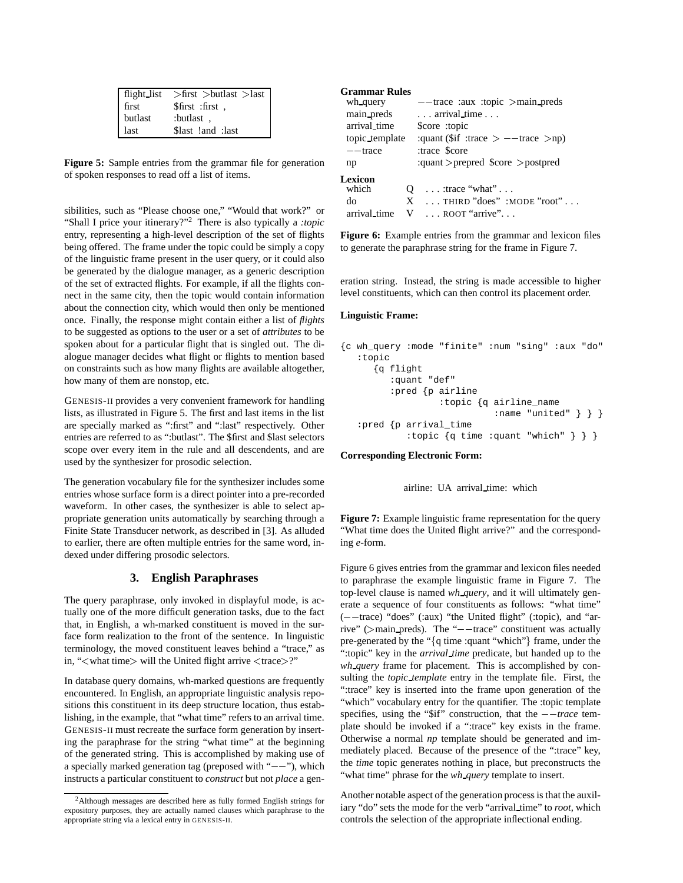| flight_list | >first >butlast >last |
| --- | --- |
| first | $first :first , |
| butlast | :butlast , |
| last | $last !and :last |

**Figure 5:** Sample entries from the grammar file for generation of spoken responses to read off a list of items.

sibilities, such as "Please choose one," "Would that work?" or "Shall I price your itinerary?"[2] There is also typically a *:topic* entry, representing a high-level description of the set of flights being offered. The frame under the topic could be simply a copy of the linguistic frame present in the user query, or it could also be generated by the dialogue manager, as a generic description of the set of extracted flights. For example, if all the flights connect in the same city, then the topic would contain information about the connection city, which would then only be mentioned once. Finally, the response might contain either a list of *flights* to be suggested as options to the user or a set of *attributes* to be spoken about for a particular flight that is singled out. The dialogue manager decides what flight or flights to mention based on constraints such as how many flights are available altogether, how many of them are nonstop, etc.

GENESIS-II provides a very convenient framework for handling lists, as illustrated in Figure 5. The first and last items in the list are specially marked as ":first" and ":last" respectively. Other entries are referred to as ":butlast". The $first and $last selectors scope over every item in the rule and all descendents, and are used by the synthesizer for prosodic selection.

The generation vocabulary file for the synthesizer includes some entries whose surface form is a direct pointer into a pre-recorded waveform. In other cases, the synthesizer is able to select appropriate generation units automatically by searching through a Finite State Transducer network, as described in [3]. As alluded to earlier, there are often multiple entries for the same word, indexed under differing prosodic selectors.

## 3. English Paraphrases

The query paraphrase, only invoked in displayful mode, is actually one of the more difficult generation tasks, due to the fact that, in English, a wh-marked constituent is moved in the surface form realization to the front of the sentence. In linguistic terminology, the moved constituent leaves behind a "trace," as in, "<what time> will the United flight arrive <trace>?"

In database query domains, wh-marked questions are frequently encountered. In English, an appropriate linguistic analysis repositions this constituent in its deep structure location, thus establishing, in the example, that "what time" refers to an arrival time. GENESIS-II must recreate the surface form generation by inserting the paraphrase for the string "what time" at the beginning of the generated string. This is accomplished by making use of a specially marked generation tag (preposed with "−−"), which instructs a particular constituent to *construct* but not *place* a generation string. Instead, the string is made accessible to higher level constituents, which can then control its placement order.

[2] Although messages are described here as fully formed English strings for expository purposes, they are actually named clauses which paraphrase to the appropriate string via a lexical entry in GENESIS-II.

**Grammar Rules**

| | |
| --- | --- |
| wh_query | −−trace :aux :topic >main_preds |
| main_preds | . . . arrival_time . . . |
| arrival_time | $core :topic |
| topic_template | :quant ($if :trace > −−trace >np) |
| −−trace | :trace $core |
| np | :quant >prepred $core >postpred |

**Lexicon**

| | | |
| --- | --- | --- |
| which | Q | . . . :trace "what" . . . |
| do | X | . . . THIRD "does" :MODE "root" . . . |
| arrival_time | V | . . . ROOT "arrive". . . |

**Figure 6:** Example entries from the grammar and lexicon files to generate the paraphrase string for the frame in Figure 7.

**Linguistic Frame:**

```
{c wh_query :mode "finite" :num "sing" :aux "do"
   :topic
      {q flight
         :quant "def"
         :pred {p airline
                  :topic {q airline_name
                            :name "united" } } }
   :pred {p arrival_time
           :topic {q time :quant "which" } } }
```

**Corresponding Electronic Form:**

airline: UA arrival_time: which

**Figure 7:** Example linguistic frame representation for the query "What time does the United flight arrive?" and the corresponding *e*-form.

Figure 6 gives entries from the grammar and lexicon files needed to paraphrase the example linguistic frame in Figure 7. The top-level clause is named *wh_query*, and it will ultimately generate a sequence of four constituents as follows: "what time" (−−trace) "does" (:aux) "the United flight" (:topic), and "arrive" (>main_preds). The "−−trace" constituent was actually pre-generated by the "{q time :quant "which"} frame, under the ":topic" key in the *arrival_time* predicate, but handed up to the *wh_query* frame for placement. This is accomplished by consulting the *topic_template* entry in the template file. First, the ":trace" key is inserted into the frame upon generation of the "which" vocabulary entry for the quantifier. The :topic template specifies, using the "$if" construction, that the *−−trace* template should be invoked if a ":trace" key exists in the frame. Otherwise a normal *np* template should be generated and immediately placed. Because of the presence of the ":trace" key, the *time* topic generates nothing in place, but preconstructs the "what time" phrase for the *wh_query* template to insert.

Another notable aspect of the generation process is that the auxiliary "do" sets the mode for the verb "arrival_time" to *root*, which controls the selection of the appropriate inflectional ending.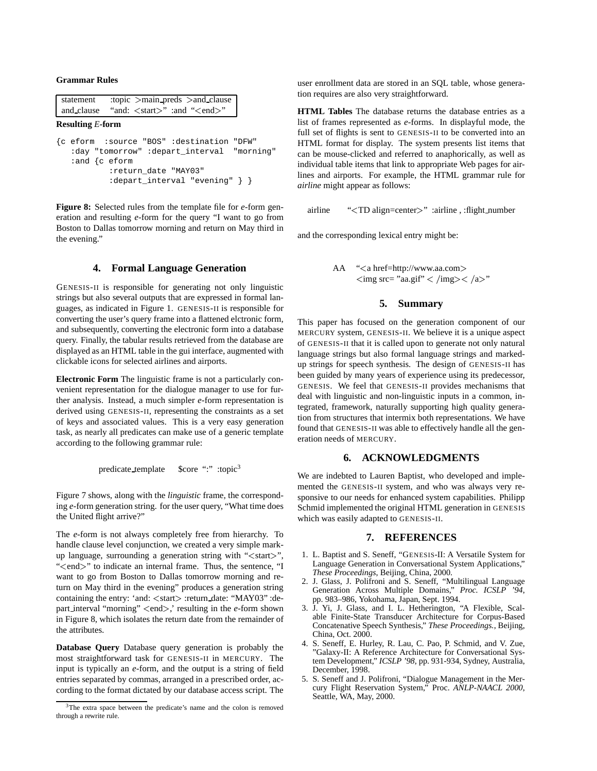**Grammar Rules**

| | |
|---|---|
| statement | :topic >main_preds >and_clause |
| and_clause | "and: <start>" :and "<end>" |

**Resulting *E*-form**

```
{c eform  :source "BOS" :destination "DFW"
   :day "tomorrow" :depart_interval  "morning"
   :and {c eform
           :return_date "MAY03"
           :depart_interval "evening" } }
```

**Figure 8:** Selected rules from the template file for *e*-form generation and resulting *e*-form for the query "I want to go from Boston to Dallas tomorrow morning and return on May third in the evening."

## 4. Formal Language Generation

GENESIS-II is responsible for generating not only linguistic strings but also several outputs that are expressed in formal languages, as indicated in Figure 1. GENESIS-II is responsible for converting the user's query frame into a flattened elctronic form, and subsequently, converting the electronic form into a database query. Finally, the tabular results retrieved from the database are displayed as an HTML table in the gui interface, augmented with clickable icons for selected airlines and airports.

**Electronic Form** The linguistic frame is not a particularly convenient representation for the dialogue manager to use for further analysis. Instead, a much simpler *e*-form representation is derived using GENESIS-II, representing the constraints as a set of keys and associated values. This is a very easy generation task, as nearly all predicates can make use of a generic template according to the following grammar rule:

predicate_template $core ":" :topic[3]

Figure 7 shows, along with the *linguistic* frame, the corresponding *e*-form generation string. for the user query, "What time does the United flight arrive?"

The *e*-form is not always completely free from hierarchy. To handle clause level conjunction, we created a very simple markup language, surrounding a generation string with "<start>", "<end>" to indicate an internal frame. Thus, the sentence, "I want to go from Boston to Dallas tomorrow morning and return on May third in the evening" produces a generation string containing the entry: 'and: <start> :return_date: "MAY03" :depart_interval "morning" <end>,' resulting in the *e*-form shown in Figure 8, which isolates the return date from the remainder of the attributes.

**Database Query** Database query generation is probably the most straightforward task for GENESIS-II in MERCURY. The input is typically an *e*-form, and the output is a string of field entries separated by commas, arranged in a prescribed order, according to the format dictated by our database access script. The user enrollment data are stored in an SQL table, whose generation requires are also very straightforward.

**HTML Tables** The database returns the database entries as a list of frames represented as *e*-forms. In displayful mode, the full set of flights is sent to GENESIS-II to be converted into an HTML format for display. The system presents list items that can be mouse-clicked and referred to anaphorically, as well as individual table items that link to appropriate Web pages for airlines and airports. For example, the HTML grammar rule for *airline* might appear as follows:

airline "<TD align=center>" :airline , :flight_number

and the corresponding lexical entry might be:

AA "<a href=http://www.aa.com>
<img src= "aa.gif" < /img>< /a>"

## 5. Summary

This paper has focused on the generation component of our MERCURY system, GENESIS-II. We believe it is a unique aspect of GENESIS-II that it is called upon to generate not only natural language strings but also formal language strings and marked-up strings for speech synthesis. The design of GENESIS-II has been guided by many years of experience using its predecessor, GENESIS. We feel that GENESIS-II provides mechanisms that deal with linguistic and non-linguistic inputs in a common, integrated, framework, naturally supporting high quality generation from structures that intermix both representations. We have found that GENESIS-II was able to effectively handle all the generation needs of MERCURY.

## 6. ACKNOWLEDGMENTS

We are indebted to Lauren Baptist, who developed and implemented the GENESIS-II system, and who was always very responsive to our needs for enhanced system capabilities. Philipp Schmid implemented the original HTML generation in GENESIS which was easily adapted to GENESIS-II.

## 7. REFERENCES

1. L. Baptist and S. Seneff, "GENESIS-II: A Versatile System for Language Generation in Conversational System Applications," *These Proceedings*, Beijing, China, 2000.
2. J. Glass, J. Polifroni and S. Seneff, "Multilingual Language Generation Across Multiple Domains," *Proc. ICSLP '94*, pp. 983–986, Yokohama, Japan, Sept. 1994.
3. J. Yi, J. Glass, and I. L. Hetherington, "A Flexible, Scalable Finite-State Transducer Architecture for Corpus-Based Concatenative Speech Synthesis," *These Proceedings.*, Beijing, China, Oct. 2000.
4. S. Seneff, E. Hurley, R. Lau, C. Pao, P. Schmid, and V. Zue, "Galaxy-II: A Reference Architecture for Conversational System Development," *ICSLP '98*, pp. 931-934, Sydney, Australia, December, 1998.
5. S. Seneff and J. Polifroni, "Dialogue Management in the Mercury Flight Reservation System," Proc. *ANLP-NAACL 2000*, Seattle, WA, May, 2000.

[3] The extra space between the predicate's name and the colon is removed through a rewrite rule.